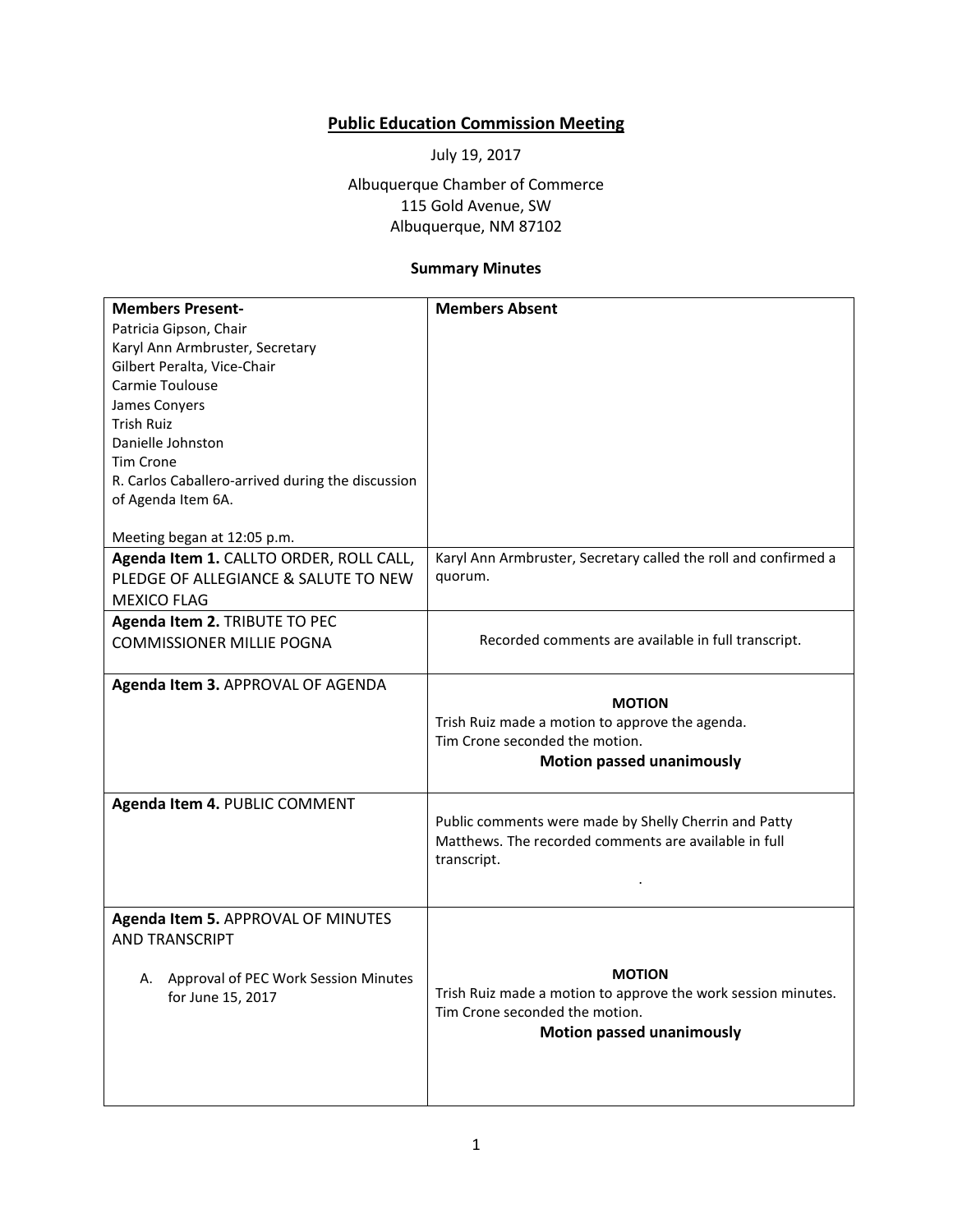# Public Education Commission Meeting

July 19, 2017

Albuquerque Chamber of Commerce
115 Gold Avenue, SW
Albuquerque, NM 87102

**Summary Minutes**

| **Members Present-**<br>Patricia Gipson, Chair<br>Karyl Ann Armbruster, Secretary<br>Gilbert Peralta, Vice-Chair<br>Carmie Toulouse<br>James Conyers<br>Trish Ruiz<br>Danielle Johnston<br>Tim Crone<br>R. Carlos Caballero-arrived during the discussion of Agenda Item 6A.<br><br>Meeting began at 12:05 p.m. | **Members Absent** |
|---|---|
| **Agenda Item 1.** CALLTO ORDER, ROLL CALL, PLEDGE OF ALLEGIANCE & SALUTE TO NEW MEXICO FLAG | Karyl Ann Armbruster, Secretary called the roll and confirmed a quorum. |
| **Agenda Item 2.** TRIBUTE TO PEC COMMISSIONER MILLIE POGNA | Recorded comments are available in full transcript. |
| **Agenda Item 3.** APPROVAL OF AGENDA | **MOTION**<br>Trish Ruiz made a motion to approve the agenda.<br>Tim Crone seconded the motion.<br>**Motion passed unanimously** |
| **Agenda Item 4.** PUBLIC COMMENT | Public comments were made by Shelly Cherrin and Patty Matthews. The recorded comments are available in full transcript. |
| **Agenda Item 5.** APPROVAL OF MINUTES AND TRANSCRIPT<br><br>A. Approval of PEC Work Session Minutes for June 15, 2017 | **MOTION**<br>Trish Ruiz made a motion to approve the work session minutes.<br>Tim Crone seconded the motion.<br>**Motion passed unanimously** |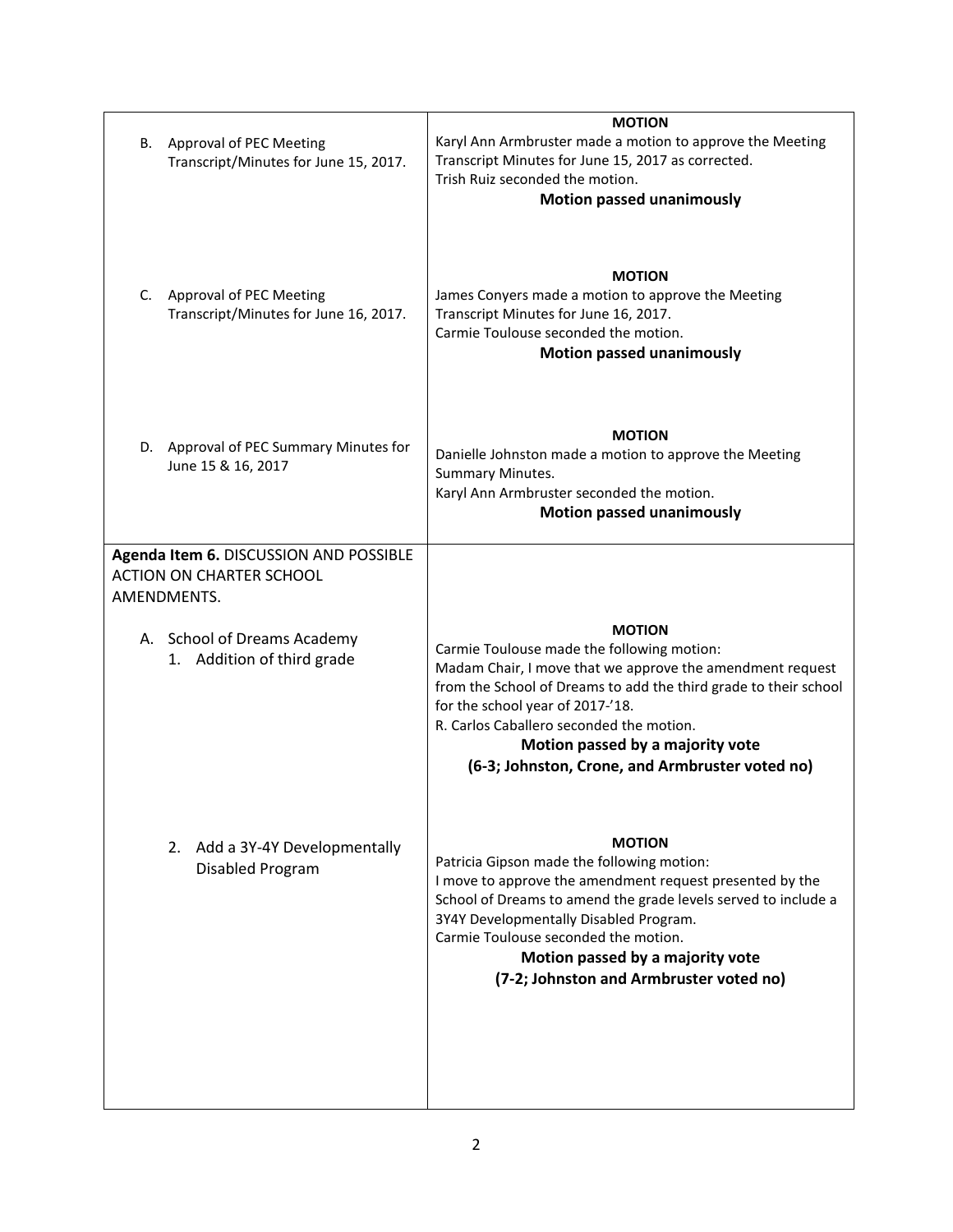| | |
|---|---|
| B. Approval of PEC Meeting Transcript/Minutes for June 15, 2017. | **MOTION**<br>Karyl Ann Armbruster made a motion to approve the Meeting Transcript Minutes for June 15, 2017 as corrected.<br>Trish Ruiz seconded the motion.<br>**Motion passed unanimously** |
| C. Approval of PEC Meeting Transcript/Minutes for June 16, 2017. | **MOTION**<br>James Conyers made a motion to approve the Meeting Transcript Minutes for June 16, 2017.<br>Carmie Toulouse seconded the motion.<br>**Motion passed unanimously** |
| D. Approval of PEC Summary Minutes for June 15 & 16, 2017 | **MOTION**<br>Danielle Johnston made a motion to approve the Meeting Summary Minutes.<br>Karyl Ann Armbruster seconded the motion.<br>**Motion passed unanimously** |
| **Agenda Item 6.** DISCUSSION AND POSSIBLE ACTION ON CHARTER SCHOOL AMENDMENTS.<br><br>A. School of Dreams Academy<br>1. Addition of third grade | **MOTION**<br>Carmie Toulouse made the following motion:<br>Madam Chair, I move that we approve the amendment request from the School of Dreams to add the third grade to their school for the school year of 2017-’18.<br>R. Carlos Caballero seconded the motion.<br>**Motion passed by a majority vote**<br>**(6-3; Johnston, Crone, and Armbruster voted no)** |
| 2. Add a 3Y-4Y Developmentally Disabled Program | **MOTION**<br>Patricia Gipson made the following motion:<br>I move to approve the amendment request presented by the School of Dreams to amend the grade levels served to include a 3Y4Y Developmentally Disabled Program.<br>Carmie Toulouse seconded the motion.<br>**Motion passed by a majority vote**<br>**(7-2; Johnston and Armbruster voted no)** |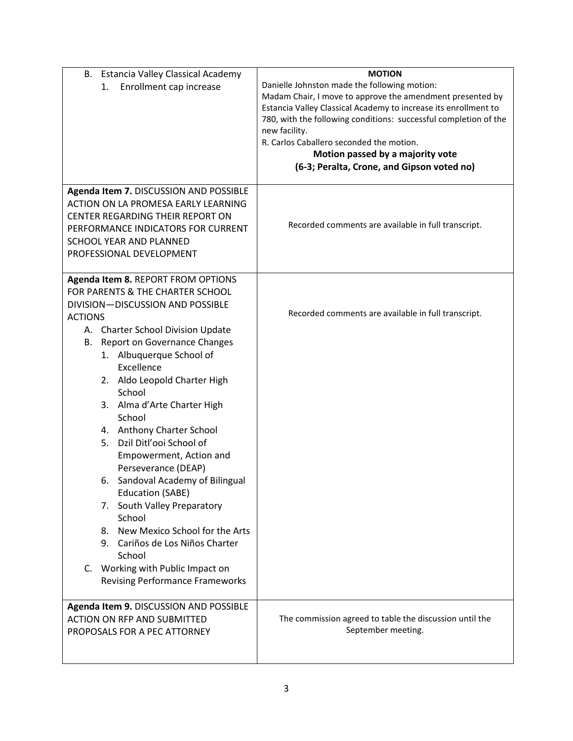| | |
|---|---|
| B. Estancia Valley Classical Academy<br>1. Enrollment cap increase | **MOTION**<br>Danielle Johnston made the following motion:<br>Madam Chair, I move to approve the amendment presented by Estancia Valley Classical Academy to increase its enrollment to 780, with the following conditions: successful completion of the new facility.<br>R. Carlos Caballero seconded the motion.<br>**Motion passed by a majority vote**<br>**(6-3; Peralta, Crone, and Gipson voted no)** |
| **Agenda Item 7.** DISCUSSION AND POSSIBLE ACTION ON LA PROMESA EARLY LEARNING CENTER REGARDING THEIR REPORT ON PERFORMANCE INDICATORS FOR CURRENT SCHOOL YEAR AND PLANNED PROFESSIONAL DEVELOPMENT | Recorded comments are available in full transcript. |
| **Agenda Item 8.** REPORT FROM OPTIONS FOR PARENTS & THE CHARTER SCHOOL DIVISION—DISCUSSION AND POSSIBLE ACTIONS<br>A. Charter School Division Update<br>B. Report on Governance Changes<br>1. Albuquerque School of Excellence<br>2. Aldo Leopold Charter High School<br>3. Alma d'Arte Charter High School<br>4. Anthony Charter School<br>5. Dzil Ditl'ooi School of Empowerment, Action and Perseverance (DEAP)<br>6. Sandoval Academy of Bilingual Education (SABE)<br>7. South Valley Preparatory School<br>8. New Mexico School for the Arts<br>9. Cariños de Los Niños Charter School<br>C. Working with Public Impact on Revising Performance Frameworks | Recorded comments are available in full transcript. |
| **Agenda Item 9.** DISCUSSION AND POSSIBLE ACTION ON RFP AND SUBMITTED PROPOSALS FOR A PEC ATTORNEY | The commission agreed to table the discussion until the September meeting. |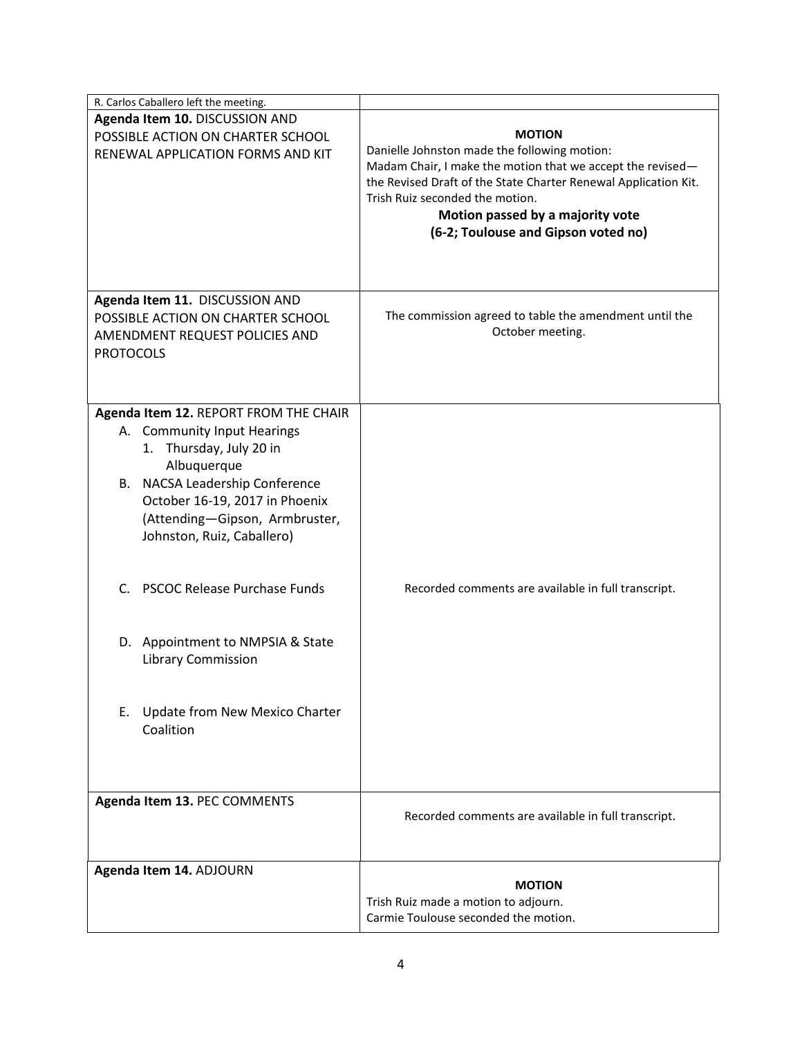| R. Carlos Caballero left the meeting. | |
| --- | --- |
| **Agenda Item 10.** DISCUSSION AND POSSIBLE ACTION ON CHARTER SCHOOL RENEWAL APPLICATION FORMS AND KIT | **MOTION**<br>Danielle Johnston made the following motion:<br>Madam Chair, I make the motion that we accept the revised— the Revised Draft of the State Charter Renewal Application Kit.<br>Trish Ruiz seconded the motion.<br>**Motion passed by a majority vote**<br>**(6-2; Toulouse and Gipson voted no)** |
| **Agenda Item 11.** DISCUSSION AND POSSIBLE ACTION ON CHARTER SCHOOL AMENDMENT REQUEST POLICIES AND PROTOCOLS | The commission agreed to table the amendment until the October meeting. |
| **Agenda Item 12.** REPORT FROM THE CHAIR<br>A. Community Input Hearings<br>1. Thursday, July 20 in Albuquerque<br>B. NACSA Leadership Conference October 16-19, 2017 in Phoenix (Attending—Gipson, Armbruster, Johnston, Ruiz, Caballero)<br>C. PSCOC Release Purchase Funds<br>D. Appointment to NMPSIA & State Library Commission<br>E. Update from New Mexico Charter Coalition | Recorded comments are available in full transcript. |
| **Agenda Item 13.** PEC COMMENTS | Recorded comments are available in full transcript. |
| **Agenda Item 14.** ADJOURN | **MOTION**<br>Trish Ruiz made a motion to adjourn.<br>Carmie Toulouse seconded the motion. |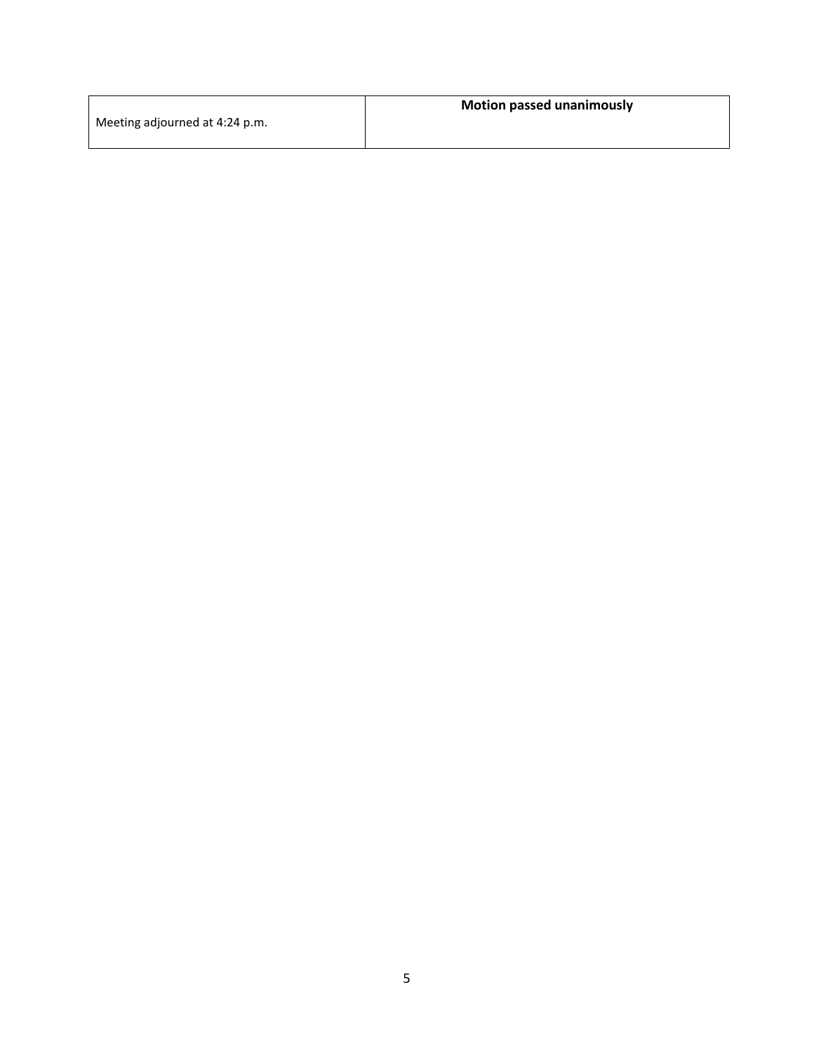| | |
|---|---|
| Meeting adjourned at 4:24 p.m. | **Motion passed unanimously** |